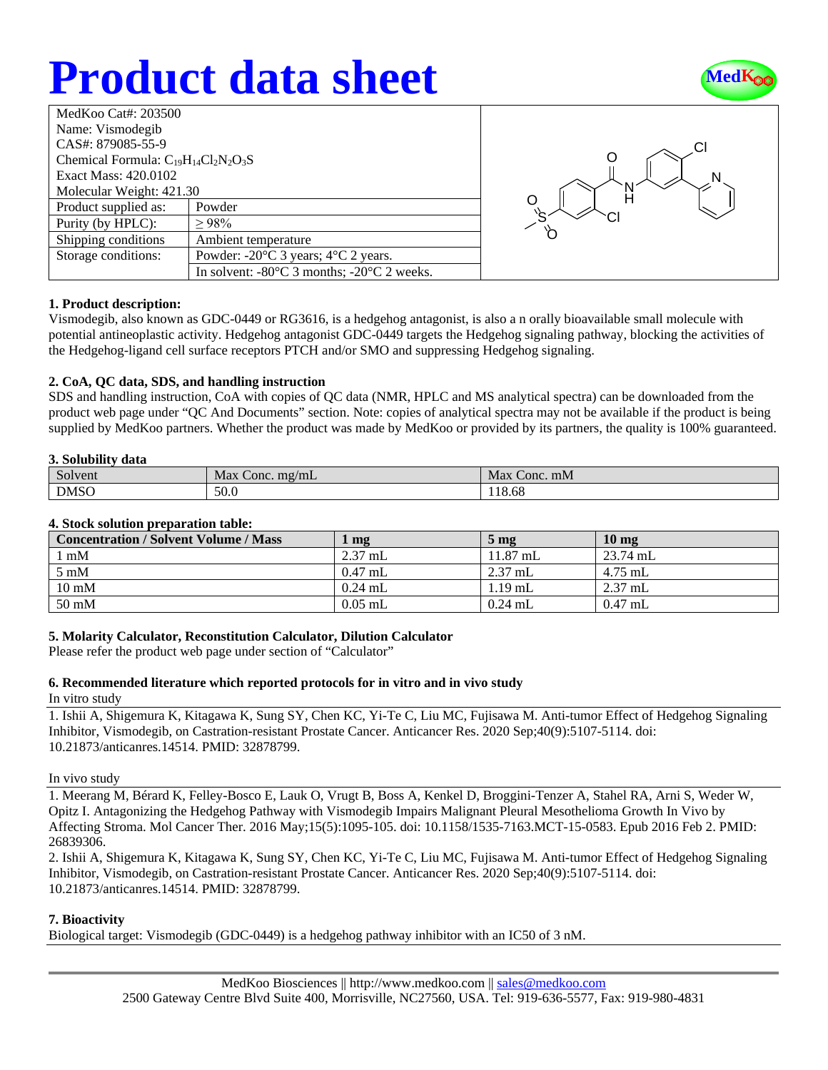# Product data sheet

| MedKoo Cat#: 203500 | |
|---|---|
| Name: Vismodegib | |
| CAS#: 879085-55-9 | |
| Chemical Formula: $C_{19}H_{14}Cl_2N_2O_3S$ | |
| Exact Mass: 420.0102 | |
| Molecular Weight: 421.30 | |
| Product supplied as: | Powder |
| Purity (by HPLC): | ≥ 98% |
| Shipping conditions | Ambient temperature |
| Storage conditions: | Powder: -20°C 3 years; 4°C 2 years. |
| | In solvent: -80°C 3 months; -20°C 2 weeks. |

**1. Product description:**
Vismodegib, also known as GDC-0449 or RG3616, is a hedgehog antagonist, is also a n orally bioavailable small molecule with potential antineoplastic activity. Hedgehog antagonist GDC-0449 targets the Hedgehog signaling pathway, blocking the activities of the Hedgehog-ligand cell surface receptors PTCH and/or SMO and suppressing Hedgehog signaling.

**2. CoA, QC data, SDS, and handling instruction**
SDS and handling instruction, CoA with copies of QC data (NMR, HPLC and MS analytical spectra) can be downloaded from the product web page under "QC And Documents" section. Note: copies of analytical spectra may not be available if the product is being supplied by MedKoo partners. Whether the product was made by MedKoo or provided by its partners, the quality is 100% guaranteed.

**3. Solubility data**

| Solvent | Max Conc. mg/mL | Max Conc. mM |
|---|---|---|
| DMSO | 50.0 | 118.68 |

**4. Stock solution preparation table:**

| Concentration / Solvent Volume / Mass | 1 mg | 5 mg | 10 mg |
|---|---|---|---|
| 1 mM | 2.37 mL | 11.87 mL | 23.74 mL |
| 5 mM | 0.47 mL | 2.37 mL | 4.75 mL |
| 10 mM | 0.24 mL | 1.19 mL | 2.37 mL |
| 50 mM | 0.05 mL | 0.24 mL | 0.47 mL |

**5. Molarity Calculator, Reconstitution Calculator, Dilution Calculator**
Please refer the product web page under section of "Calculator"

**6. Recommended literature which reported protocols for in vitro and in vivo study**

In vitro study

1. Ishii A, Shigemura K, Kitagawa K, Sung SY, Chen KC, Yi-Te C, Liu MC, Fujisawa M. Anti-tumor Effect of Hedgehog Signaling Inhibitor, Vismodegib, on Castration-resistant Prostate Cancer. Anticancer Res. 2020 Sep;40(9):5107-5114. doi: 10.21873/anticanres.14514. PMID: 32878799.

In vivo study

1. Meerang M, Bérard K, Felley-Bosco E, Lauk O, Vrugt B, Boss A, Kenkel D, Broggini-Tenzer A, Stahel RA, Arni S, Weder W, Opitz I. Antagonizing the Hedgehog Pathway with Vismodegib Impairs Malignant Pleural Mesothelioma Growth In Vivo by Affecting Stroma. Mol Cancer Ther. 2016 May;15(5):1095-105. doi: 10.1158/1535-7163.MCT-15-0583. Epub 2016 Feb 2. PMID: 26839306.
2. Ishii A, Shigemura K, Kitagawa K, Sung SY, Chen KC, Yi-Te C, Liu MC, Fujisawa M. Anti-tumor Effect of Hedgehog Signaling Inhibitor, Vismodegib, on Castration-resistant Prostate Cancer. Anticancer Res. 2020 Sep;40(9):5107-5114. doi: 10.21873/anticanres.14514. PMID: 32878799.

**7. Bioactivity**
Biological target: Vismodegib (GDC-0449) is a hedgehog pathway inhibitor with an IC50 of 3 nM.

MedKoo Biosciences || http://www.medkoo.com || sales@medkoo.com
2500 Gateway Centre Blvd Suite 400, Morrisville, NC27560, USA. Tel: 919-636-5577, Fax: 919-980-4831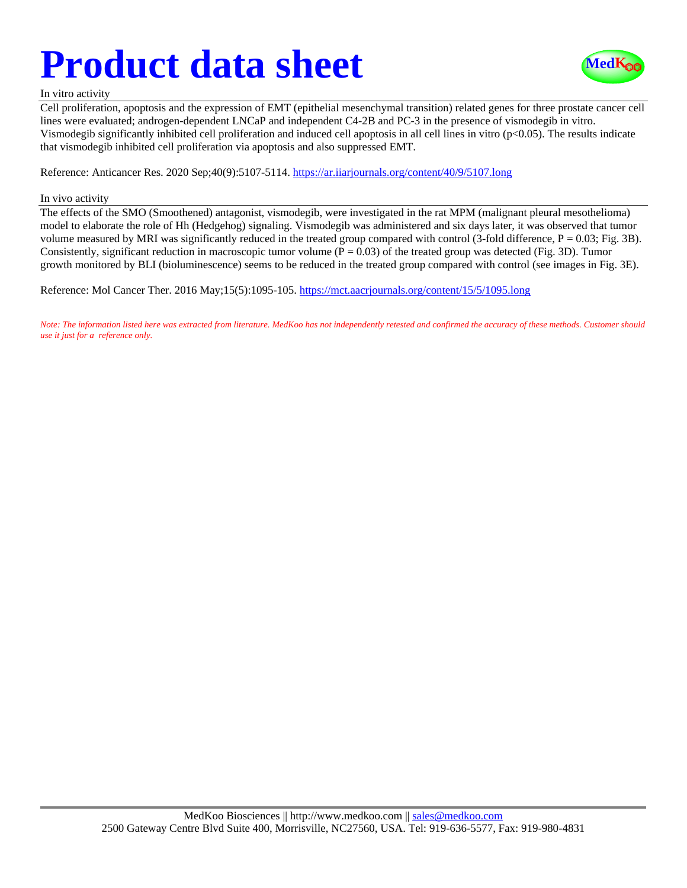# Product data sheet

## In vitro activity

Cell proliferation, apoptosis and the expression of EMT (epithelial mesenchymal transition) related genes for three prostate cancer cell lines were evaluated; androgen-dependent LNCaP and independent C4-2B and PC-3 in the presence of vismodegib in vitro. Vismodegib significantly inhibited cell proliferation and induced cell apoptosis in all cell lines in vitro ($p<0.05$). The results indicate that vismodegib inhibited cell proliferation via apoptosis and also suppressed EMT.

Reference: Anticancer Res. 2020 Sep;40(9):5107-5114. https://ar.iiarjournals.org/content/40/9/5107.long

## In vivo activity

The effects of the SMO (Smoothened) antagonist, vismodegib, were investigated in the rat MPM (malignant pleural mesothelioma) model to elaborate the role of Hh (Hedgehog) signaling. Vismodegib was administered and six days later, it was observed that tumor volume measured by MRI was significantly reduced in the treated group compared with control (3-fold difference, $P = 0.03$; Fig. 3B). Consistently, significant reduction in macroscopic tumor volume ($P = 0.03$) of the treated group was detected (Fig. 3D). Tumor growth monitored by BLI (bioluminescence) seems to be reduced in the treated group compared with control (see images in Fig. 3E).

Reference: Mol Cancer Ther. 2016 May;15(5):1095-105. https://mct.aacrjournals.org/content/15/5/1095.long

*Note: The information listed here was extracted from literature. MedKoo has not independently retested and confirmed the accuracy of these methods. Customer should use it just for a reference only.*

MedKoo Biosciences || http://www.medkoo.com || sales@medkoo.com
2500 Gateway Centre Blvd Suite 400, Morrisville, NC27560, USA. Tel: 919-636-5577, Fax: 919-980-4831